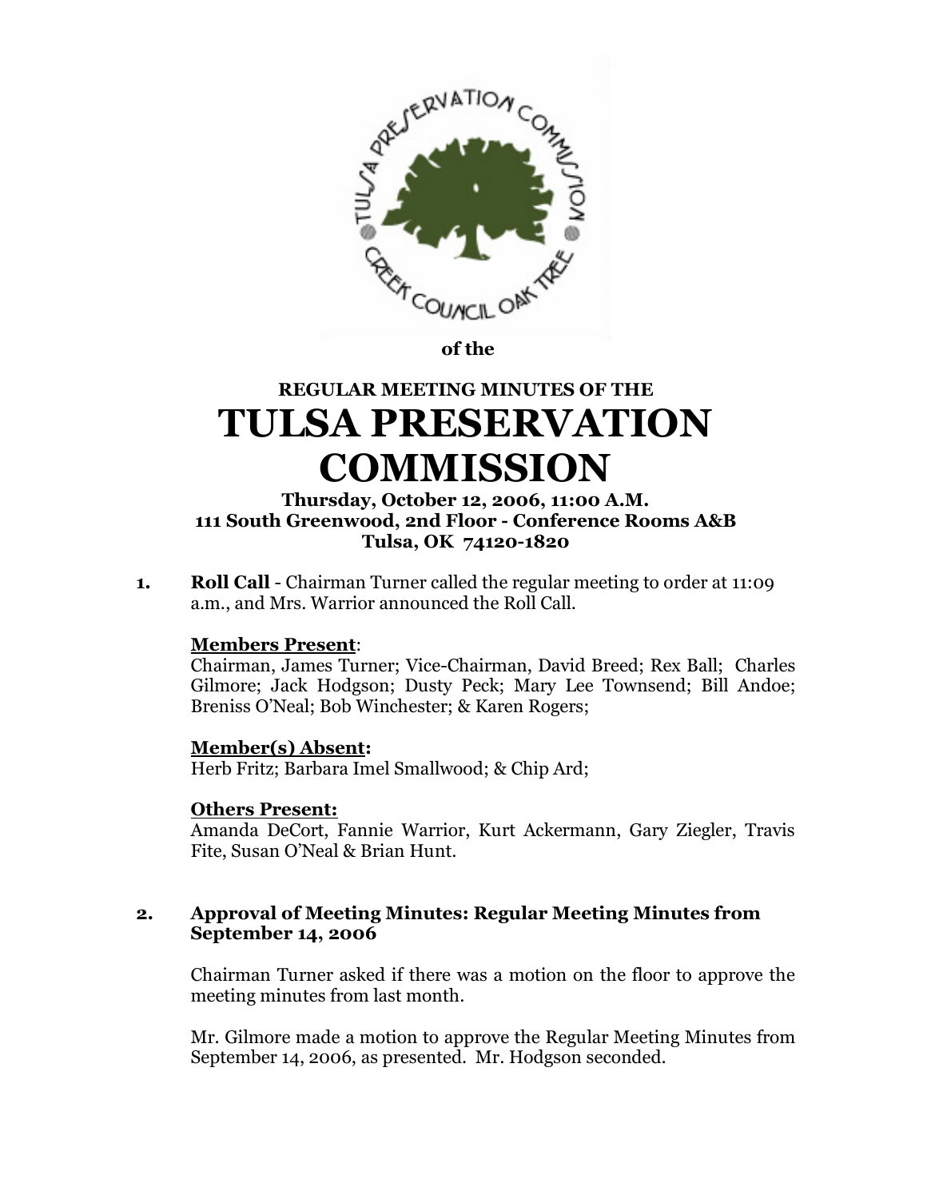**of the**

**REGULAR MEETING MINUTES OF THE**

# TULSA PRESERVATION COMMISSION

**Thursday, October 12, 2006, 11:00 A.M.**
**111 South Greenwood, 2nd Floor - Conference Rooms A&B**
**Tulsa, OK 74120-1820**

1. **Roll Call** - Chairman Turner called the regular meeting to order at 11:09 a.m., and Mrs. Warrior announced the Roll Call.

   **Members Present**:
   Chairman, James Turner; Vice-Chairman, David Breed; Rex Ball; Charles Gilmore; Jack Hodgson; Dusty Peck; Mary Lee Townsend; Bill Andoe; Breniss O'Neal; Bob Winchester; & Karen Rogers;

   **Member(s) Absent:**
   Herb Fritz; Barbara Imel Smallwood; & Chip Ard;

   **Others Present:**
   Amanda DeCort, Fannie Warrior, Kurt Ackermann, Gary Ziegler, Travis Fite, Susan O'Neal & Brian Hunt.

2. **Approval of Meeting Minutes: Regular Meeting Minutes from September 14, 2006**

   Chairman Turner asked if there was a motion on the floor to approve the meeting minutes from last month.

   Mr. Gilmore made a motion to approve the Regular Meeting Minutes from September 14, 2006, as presented. Mr. Hodgson seconded.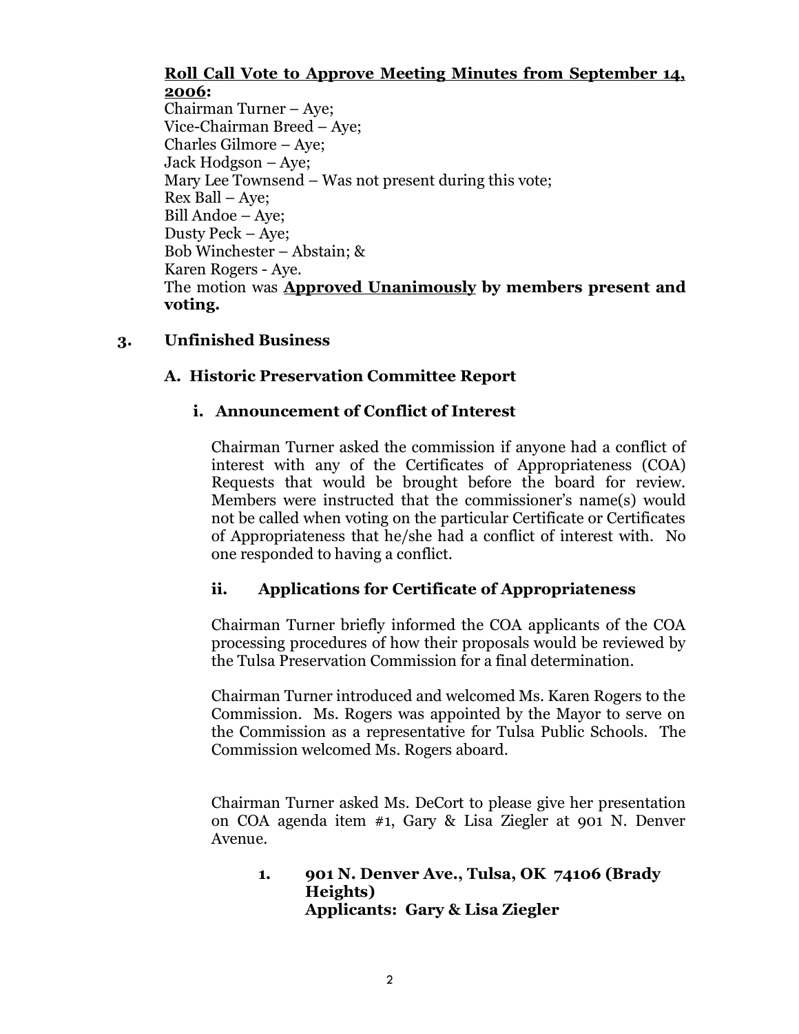**<u>Roll Call Vote to Approve Meeting Minutes from September 14, 2006</u>:**
Chairman Turner – Aye;
Vice-Chairman Breed – Aye;
Charles Gilmore – Aye;
Jack Hodgson – Aye;
Mary Lee Townsend – Was not present during this vote;
Rex Ball – Aye;
Bill Andoe – Aye;
Dusty Peck – Aye;
Bob Winchester – Abstain; &
Karen Rogers - Aye.
The motion was **<u>Approved Unanimously</u> by members present and voting.**

## 3. Unfinished Business

### A. Historic Preservation Committee Report

#### i. Announcement of Conflict of Interest

Chairman Turner asked the commission if anyone had a conflict of interest with any of the Certificates of Appropriateness (COA) Requests that would be brought before the board for review. Members were instructed that the commissioner's name(s) would not be called when voting on the particular Certificate or Certificates of Appropriateness that he/she had a conflict of interest with. No one responded to having a conflict.

#### ii. Applications for Certificate of Appropriateness

Chairman Turner briefly informed the COA applicants of the COA processing procedures of how their proposals would be reviewed by the Tulsa Preservation Commission for a final determination.

Chairman Turner introduced and welcomed Ms. Karen Rogers to the Commission. Ms. Rogers was appointed by the Mayor to serve on the Commission as a representative for Tulsa Public Schools. The Commission welcomed Ms. Rogers aboard.

Chairman Turner asked Ms. DeCort to please give her presentation on COA agenda item #1, Gary & Lisa Ziegler at 901 N. Denver Avenue.

**1. 901 N. Denver Ave., Tulsa, OK 74106 (Brady Heights)**
**Applicants: Gary & Lisa Ziegler**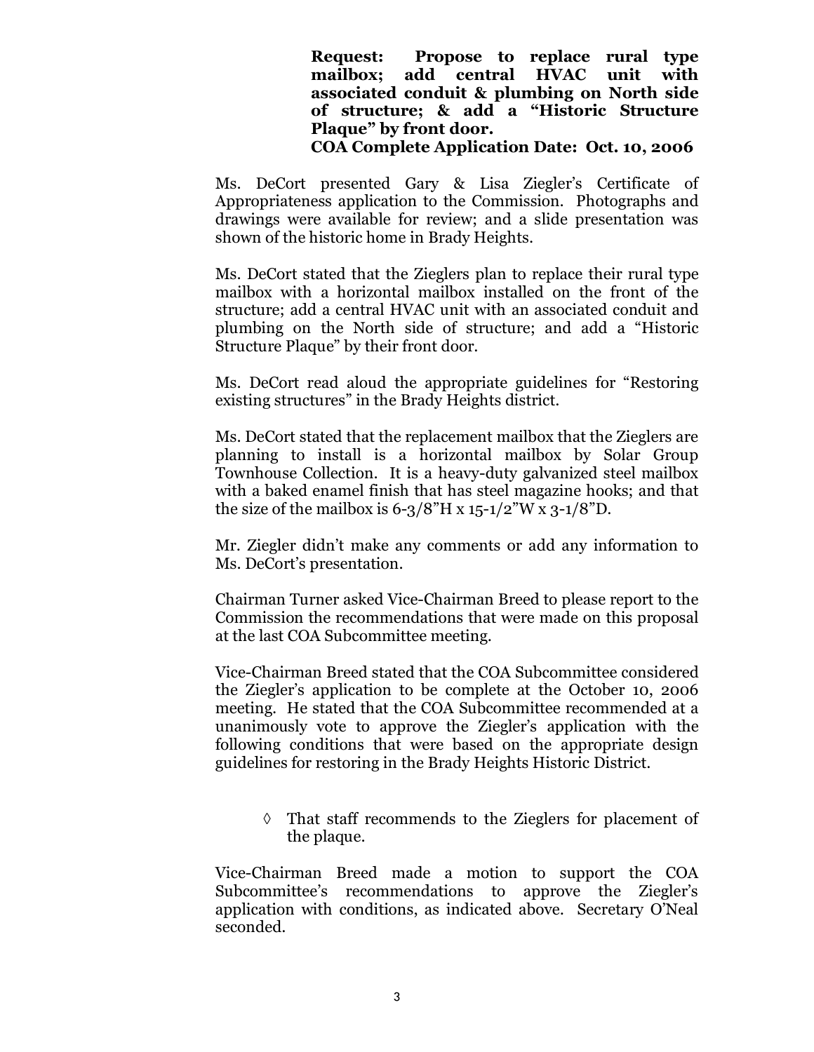**Request: Propose to replace rural type mailbox; add central HVAC unit with associated conduit & plumbing on North side of structure; & add a "Historic Structure Plaque" by front door.**
**COA Complete Application Date: Oct. 10, 2006**

Ms. DeCort presented Gary & Lisa Ziegler's Certificate of Appropriateness application to the Commission. Photographs and drawings were available for review; and a slide presentation was shown of the historic home in Brady Heights.

Ms. DeCort stated that the Zieglers plan to replace their rural type mailbox with a horizontal mailbox installed on the front of the structure; add a central HVAC unit with an associated conduit and plumbing on the North side of structure; and add a "Historic Structure Plaque" by their front door.

Ms. DeCort read aloud the appropriate guidelines for "Restoring existing structures" in the Brady Heights district.

Ms. DeCort stated that the replacement mailbox that the Zieglers are planning to install is a horizontal mailbox by Solar Group Townhouse Collection. It is a heavy-duty galvanized steel mailbox with a baked enamel finish that has steel magazine hooks; and that the size of the mailbox is 6-3/8"H x 15-1/2"W x 3-1/8"D.

Mr. Ziegler didn't make any comments or add any information to Ms. DeCort's presentation.

Chairman Turner asked Vice-Chairman Breed to please report to the Commission the recommendations that were made on this proposal at the last COA Subcommittee meeting.

Vice-Chairman Breed stated that the COA Subcommittee considered the Ziegler's application to be complete at the October 10, 2006 meeting. He stated that the COA Subcommittee recommended at a unanimously vote to approve the Ziegler's application with the following conditions that were based on the appropriate design guidelines for restoring in the Brady Heights Historic District.

- That staff recommends to the Zieglers for placement of the plaque.

Vice-Chairman Breed made a motion to support the COA Subcommittee's recommendations to approve the Ziegler's application with conditions, as indicated above. Secretary O'Neal seconded.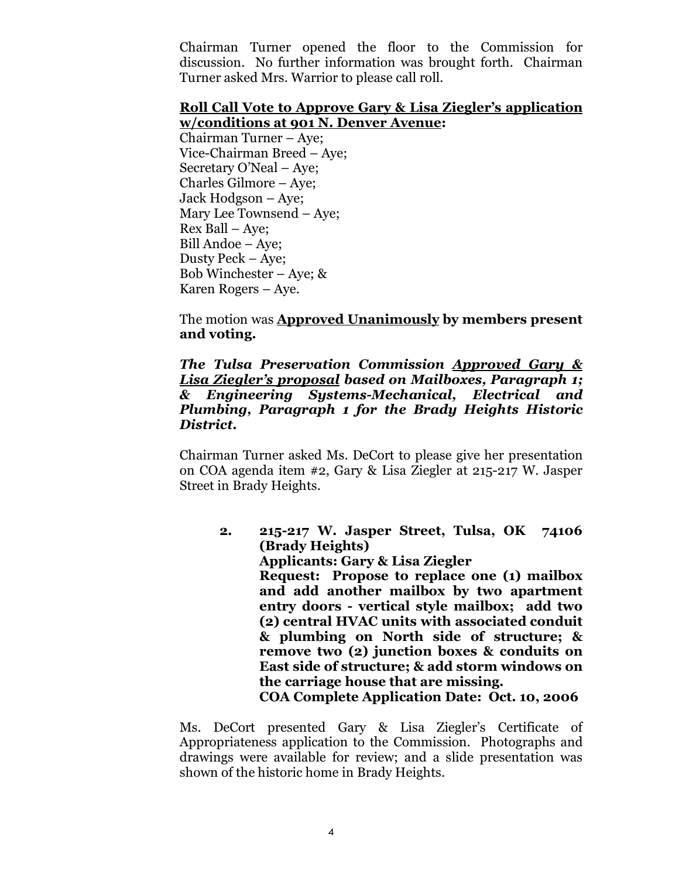Chairman Turner opened the floor to the Commission for discussion. No further information was brought forth. Chairman Turner asked Mrs. Warrior to please call roll.

**Roll Call Vote to Approve Gary & Lisa Ziegler's application w/conditions at 901 N. Denver Avenue:**

Chairman Turner – Aye;
Vice-Chairman Breed – Aye;
Secretary O'Neal – Aye;
Charles Gilmore – Aye;
Jack Hodgson – Aye;
Mary Lee Townsend – Aye;
Rex Ball – Aye;
Bill Andoe – Aye;
Dusty Peck – Aye;
Bob Winchester – Aye; &
Karen Rogers – Aye.

The motion was **Approved Unanimously by members present and voting.**

***The Tulsa Preservation Commission Approved Gary & Lisa Ziegler's proposal based on Mailboxes, Paragraph 1; & Engineering Systems-Mechanical, Electrical and Plumbing, Paragraph 1 for the Brady Heights Historic District.***

Chairman Turner asked Ms. DeCort to please give her presentation on COA agenda item #2, Gary & Lisa Ziegler at 215-217 W. Jasper Street in Brady Heights.

**2. 215-217 W. Jasper Street, Tulsa, OK 74106 (Brady Heights)**
**Applicants: Gary & Lisa Ziegler**
**Request: Propose to replace one (1) mailbox and add another mailbox by two apartment entry doors - vertical style mailbox; add two (2) central HVAC units with associated conduit & plumbing on North side of structure; & remove two (2) junction boxes & conduits on East side of structure; & add storm windows on the carriage house that are missing.**
**COA Complete Application Date: Oct. 10, 2006**

Ms. DeCort presented Gary & Lisa Ziegler's Certificate of Appropriateness application to the Commission. Photographs and drawings were available for review; and a slide presentation was shown of the historic home in Brady Heights.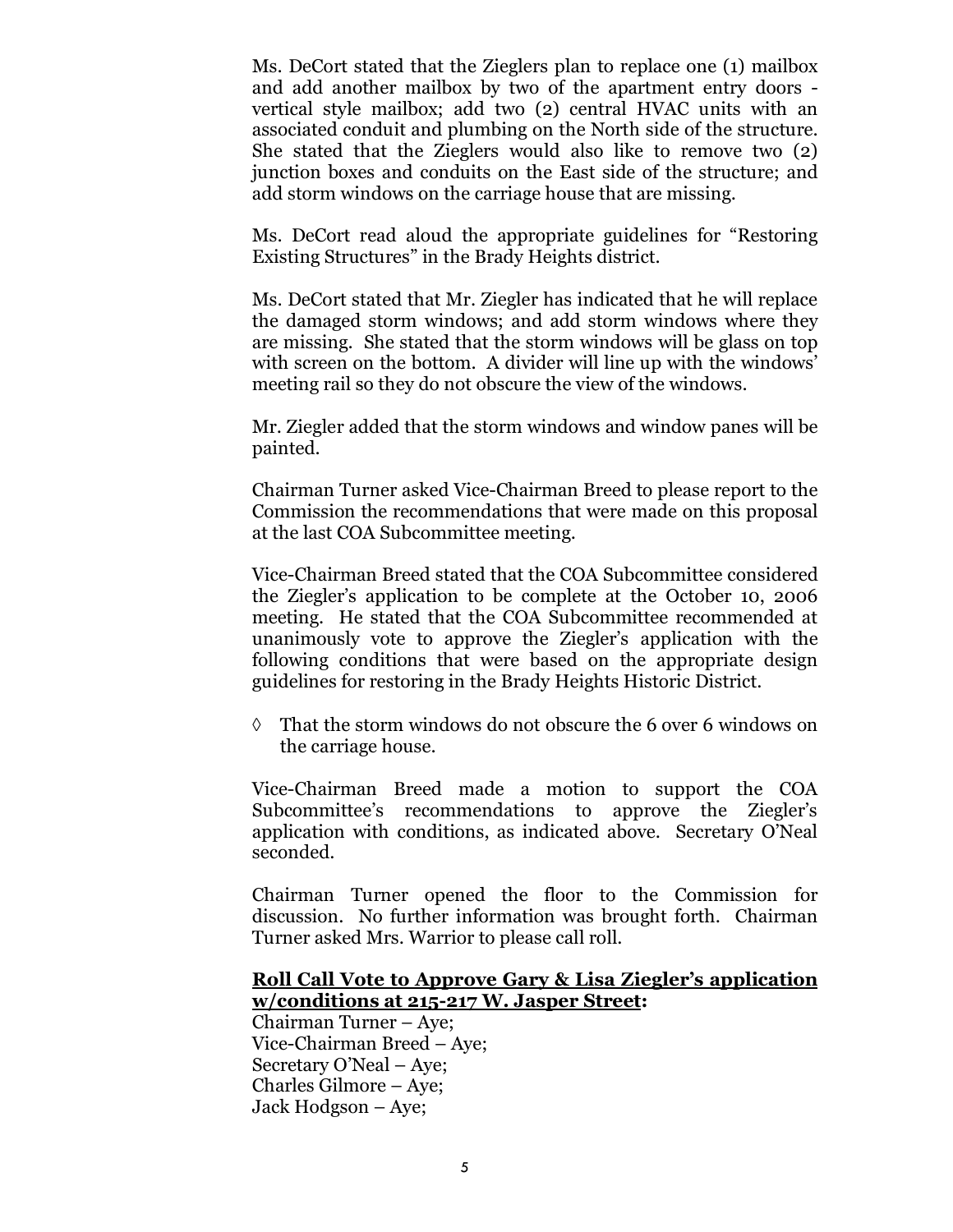Ms. DeCort stated that the Zieglers plan to replace one (1) mailbox and add another mailbox by two of the apartment entry doors - vertical style mailbox; add two (2) central HVAC units with an associated conduit and plumbing on the North side of the structure. She stated that the Zieglers would also like to remove two (2) junction boxes and conduits on the East side of the structure; and add storm windows on the carriage house that are missing.

Ms. DeCort read aloud the appropriate guidelines for "Restoring Existing Structures" in the Brady Heights district.

Ms. DeCort stated that Mr. Ziegler has indicated that he will replace the damaged storm windows; and add storm windows where they are missing. She stated that the storm windows will be glass on top with screen on the bottom. A divider will line up with the windows' meeting rail so they do not obscure the view of the windows.

Mr. Ziegler added that the storm windows and window panes will be painted.

Chairman Turner asked Vice-Chairman Breed to please report to the Commission the recommendations that were made on this proposal at the last COA Subcommittee meeting.

Vice-Chairman Breed stated that the COA Subcommittee considered the Ziegler's application to be complete at the October 10, 2006 meeting. He stated that the COA Subcommittee recommended at unanimously vote to approve the Ziegler's application with the following conditions that were based on the appropriate design guidelines for restoring in the Brady Heights Historic District.

- ◊ That the storm windows do not obscure the 6 over 6 windows on the carriage house.

Vice-Chairman Breed made a motion to support the COA Subcommittee's recommendations to approve the Ziegler's application with conditions, as indicated above. Secretary O'Neal seconded.

Chairman Turner opened the floor to the Commission for discussion. No further information was brought forth. Chairman Turner asked Mrs. Warrior to please call roll.

**Roll Call Vote to Approve Gary & Lisa Ziegler's application w/conditions at 215-217 W. Jasper Street:**

Chairman Turner – Aye;
Vice-Chairman Breed – Aye;
Secretary O'Neal – Aye;
Charles Gilmore – Aye;
Jack Hodgson – Aye;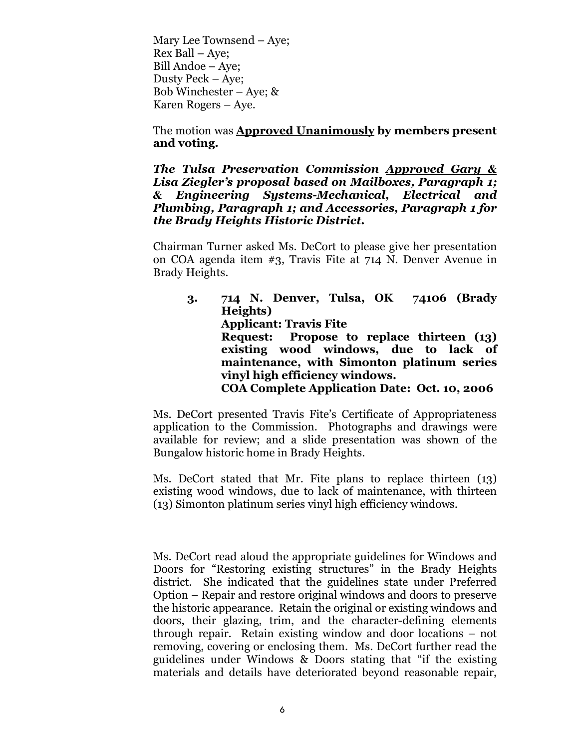Mary Lee Townsend – Aye;
Rex Ball – Aye;
Bill Andoe – Aye;
Dusty Peck – Aye;
Bob Winchester – Aye; &
Karen Rogers – Aye.

The motion was **Approved Unanimously by members present and voting.**

***The Tulsa Preservation Commission Approved Gary & Lisa Ziegler's proposal based on Mailboxes, Paragraph 1; & Engineering Systems-Mechanical, Electrical and Plumbing, Paragraph 1; and Accessories, Paragraph 1 for the Brady Heights Historic District.***

Chairman Turner asked Ms. DeCort to please give her presentation on COA agenda item #3, Travis Fite at 714 N. Denver Avenue in Brady Heights.

> **3. 714 N. Denver, Tulsa, OK 74106 (Brady Heights)**
> **Applicant: Travis Fite**
> **Request: Propose to replace thirteen (13) existing wood windows, due to lack of maintenance, with Simonton platinum series vinyl high efficiency windows.**
> **COA Complete Application Date: Oct. 10, 2006**

Ms. DeCort presented Travis Fite's Certificate of Appropriateness application to the Commission. Photographs and drawings were available for review; and a slide presentation was shown of the Bungalow historic home in Brady Heights.

Ms. DeCort stated that Mr. Fite plans to replace thirteen (13) existing wood windows, due to lack of maintenance, with thirteen (13) Simonton platinum series vinyl high efficiency windows.

Ms. DeCort read aloud the appropriate guidelines for Windows and Doors for "Restoring existing structures" in the Brady Heights district. She indicated that the guidelines state under Preferred Option – Repair and restore original windows and doors to preserve the historic appearance. Retain the original or existing windows and doors, their glazing, trim, and the character-defining elements through repair. Retain existing window and door locations – not removing, covering or enclosing them. Ms. DeCort further read the guidelines under Windows & Doors stating that "if the existing materials and details have deteriorated beyond reasonable repair,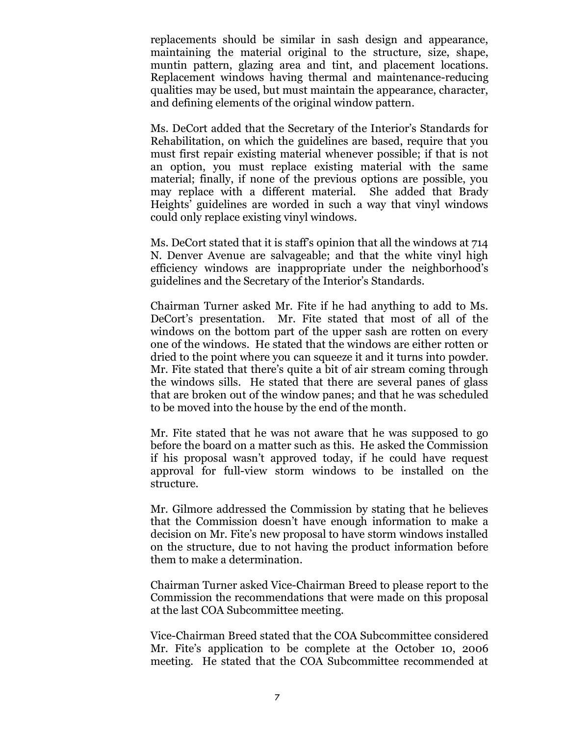replacements should be similar in sash design and appearance, maintaining the material original to the structure, size, shape, muntin pattern, glazing area and tint, and placement locations. Replacement windows having thermal and maintenance-reducing qualities may be used, but must maintain the appearance, character, and defining elements of the original window pattern.

Ms. DeCort added that the Secretary of the Interior's Standards for Rehabilitation, on which the guidelines are based, require that you must first repair existing material whenever possible; if that is not an option, you must replace existing material with the same material; finally, if none of the previous options are possible, you may replace with a different material. She added that Brady Heights' guidelines are worded in such a way that vinyl windows could only replace existing vinyl windows.

Ms. DeCort stated that it is staff's opinion that all the windows at 714 N. Denver Avenue are salvageable; and that the white vinyl high efficiency windows are inappropriate under the neighborhood's guidelines and the Secretary of the Interior's Standards.

Chairman Turner asked Mr. Fite if he had anything to add to Ms. DeCort's presentation. Mr. Fite stated that most of all of the windows on the bottom part of the upper sash are rotten on every one of the windows. He stated that the windows are either rotten or dried to the point where you can squeeze it and it turns into powder. Mr. Fite stated that there's quite a bit of air stream coming through the windows sills. He stated that there are several panes of glass that are broken out of the window panes; and that he was scheduled to be moved into the house by the end of the month.

Mr. Fite stated that he was not aware that he was supposed to go before the board on a matter such as this. He asked the Commission if his proposal wasn't approved today, if he could have request approval for full-view storm windows to be installed on the structure.

Mr. Gilmore addressed the Commission by stating that he believes that the Commission doesn't have enough information to make a decision on Mr. Fite's new proposal to have storm windows installed on the structure, due to not having the product information before them to make a determination.

Chairman Turner asked Vice-Chairman Breed to please report to the Commission the recommendations that were made on this proposal at the last COA Subcommittee meeting.

Vice-Chairman Breed stated that the COA Subcommittee considered Mr. Fite's application to be complete at the October 10, 2006 meeting. He stated that the COA Subcommittee recommended at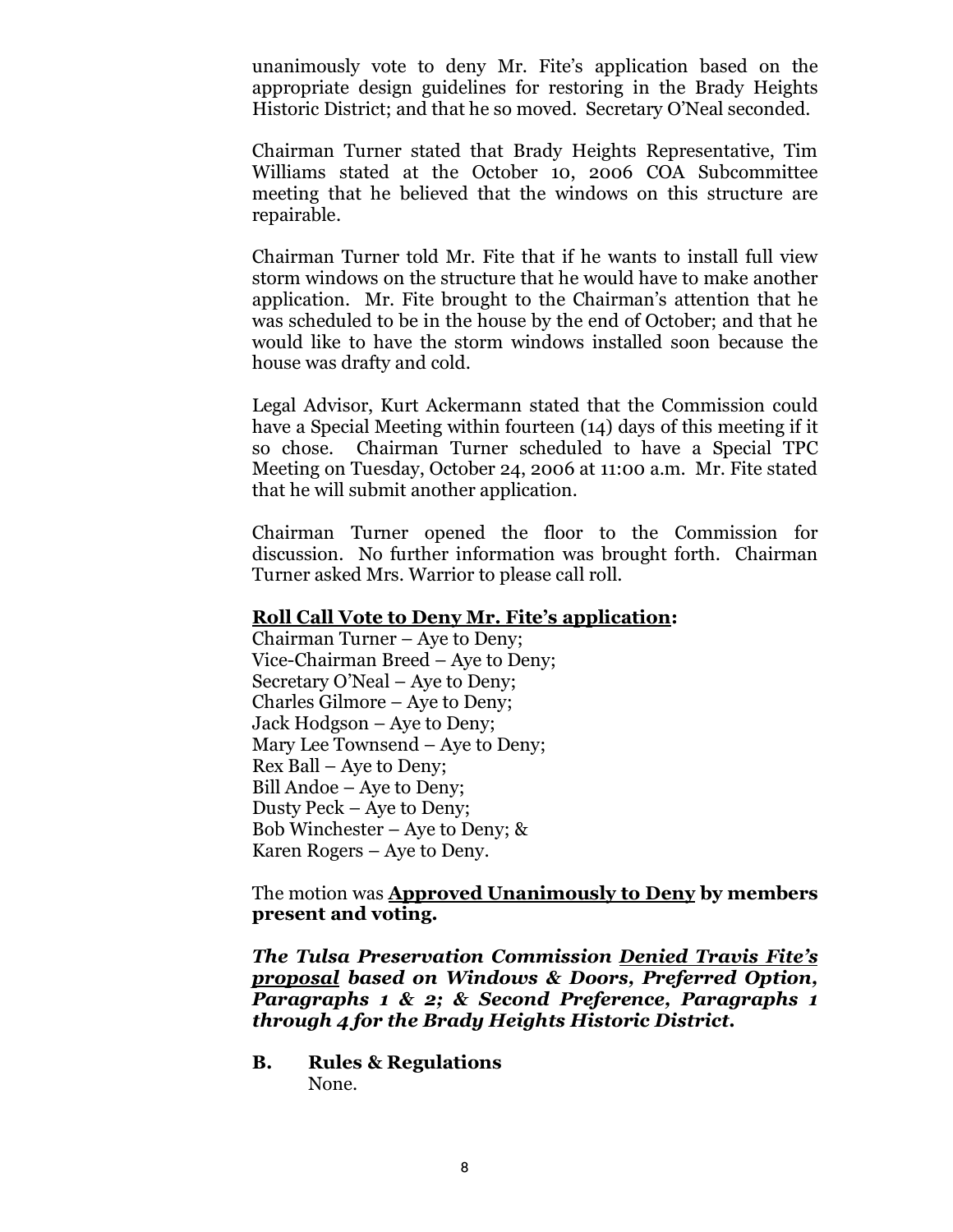unanimously vote to deny Mr. Fite's application based on the appropriate design guidelines for restoring in the Brady Heights Historic District; and that he so moved. Secretary O'Neal seconded.

Chairman Turner stated that Brady Heights Representative, Tim Williams stated at the October 10, 2006 COA Subcommittee meeting that he believed that the windows on this structure are repairable.

Chairman Turner told Mr. Fite that if he wants to install full view storm windows on the structure that he would have to make another application. Mr. Fite brought to the Chairman's attention that he was scheduled to be in the house by the end of October; and that he would like to have the storm windows installed soon because the house was drafty and cold.

Legal Advisor, Kurt Ackermann stated that the Commission could have a Special Meeting within fourteen (14) days of this meeting if it so chose. Chairman Turner scheduled to have a Special TPC Meeting on Tuesday, October 24, 2006 at 11:00 a.m. Mr. Fite stated that he will submit another application.

Chairman Turner opened the floor to the Commission for discussion. No further information was brought forth. Chairman Turner asked Mrs. Warrior to please call roll.

**Roll Call Vote to Deny Mr. Fite's application:**

Chairman Turner – Aye to Deny;
Vice-Chairman Breed – Aye to Deny;
Secretary O'Neal – Aye to Deny;
Charles Gilmore – Aye to Deny;
Jack Hodgson – Aye to Deny;
Mary Lee Townsend – Aye to Deny;
Rex Ball – Aye to Deny;
Bill Andoe – Aye to Deny;
Dusty Peck – Aye to Deny;
Bob Winchester – Aye to Deny; &
Karen Rogers – Aye to Deny.

The motion was **Approved Unanimously to Deny by members present and voting.**

***The Tulsa Preservation Commission Denied Travis Fite's proposal based on Windows & Doors, Preferred Option, Paragraphs 1 & 2; & Second Preference, Paragraphs 1 through 4 for the Brady Heights Historic District.***

**B. Rules & Regulations**

None.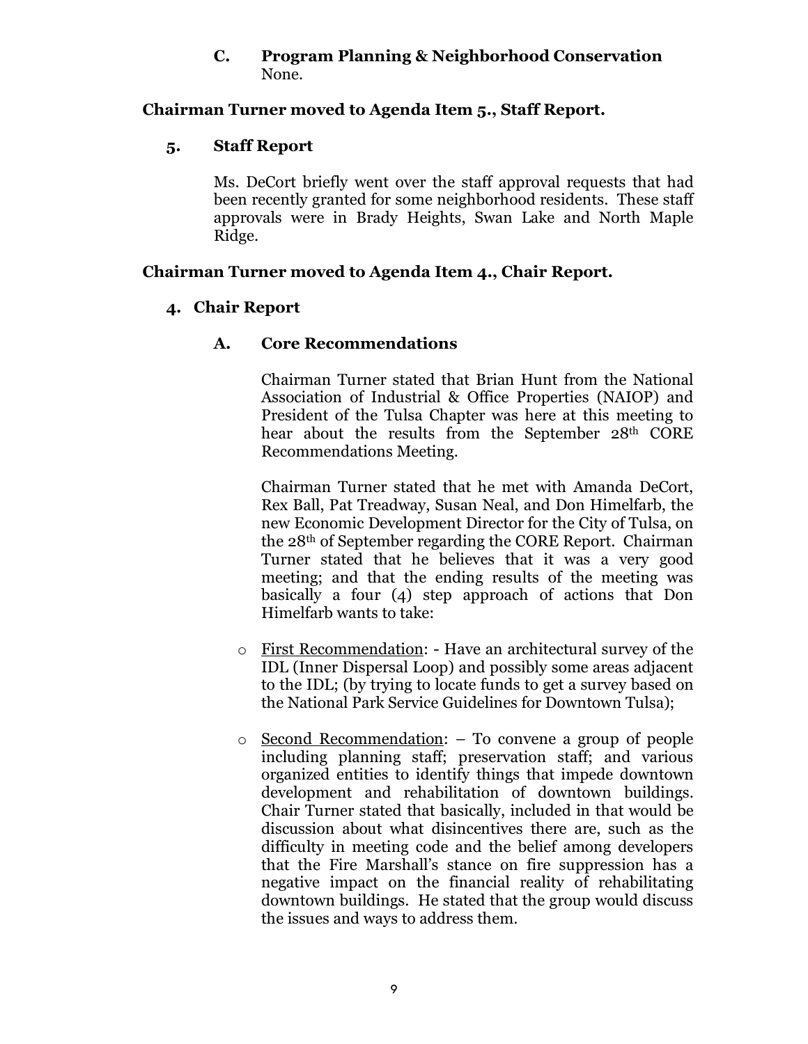**C. Program Planning & Neighborhood Conservation**

None.

**Chairman Turner moved to Agenda Item 5., Staff Report.**

**5. Staff Report**

Ms. DeCort briefly went over the staff approval requests that had been recently granted for some neighborhood residents. These staff approvals were in Brady Heights, Swan Lake and North Maple Ridge.

**Chairman Turner moved to Agenda Item 4., Chair Report.**

**4. Chair Report**

**A. Core Recommendations**

Chairman Turner stated that Brian Hunt from the National Association of Industrial & Office Properties (NAIOP) and President of the Tulsa Chapter was here at this meeting to hear about the results from the September 28th CORE Recommendations Meeting.

Chairman Turner stated that he met with Amanda DeCort, Rex Ball, Pat Treadway, Susan Neal, and Don Himelfarb, the new Economic Development Director for the City of Tulsa, on the 28th of September regarding the CORE Report. Chairman Turner stated that he believes that it was a very good meeting; and that the ending results of the meeting was basically a four (4) step approach of actions that Don Himelfarb wants to take:

- First Recommendation: - Have an architectural survey of the IDL (Inner Dispersal Loop) and possibly some areas adjacent to the IDL; (by trying to locate funds to get a survey based on the National Park Service Guidelines for Downtown Tulsa);

- Second Recommendation: – To convene a group of people including planning staff; preservation staff; and various organized entities to identify things that impede downtown development and rehabilitation of downtown buildings. Chair Turner stated that basically, included in that would be discussion about what disincentives there are, such as the difficulty in meeting code and the belief among developers that the Fire Marshall's stance on fire suppression has a negative impact on the financial reality of rehabilitating downtown buildings. He stated that the group would discuss the issues and ways to address them.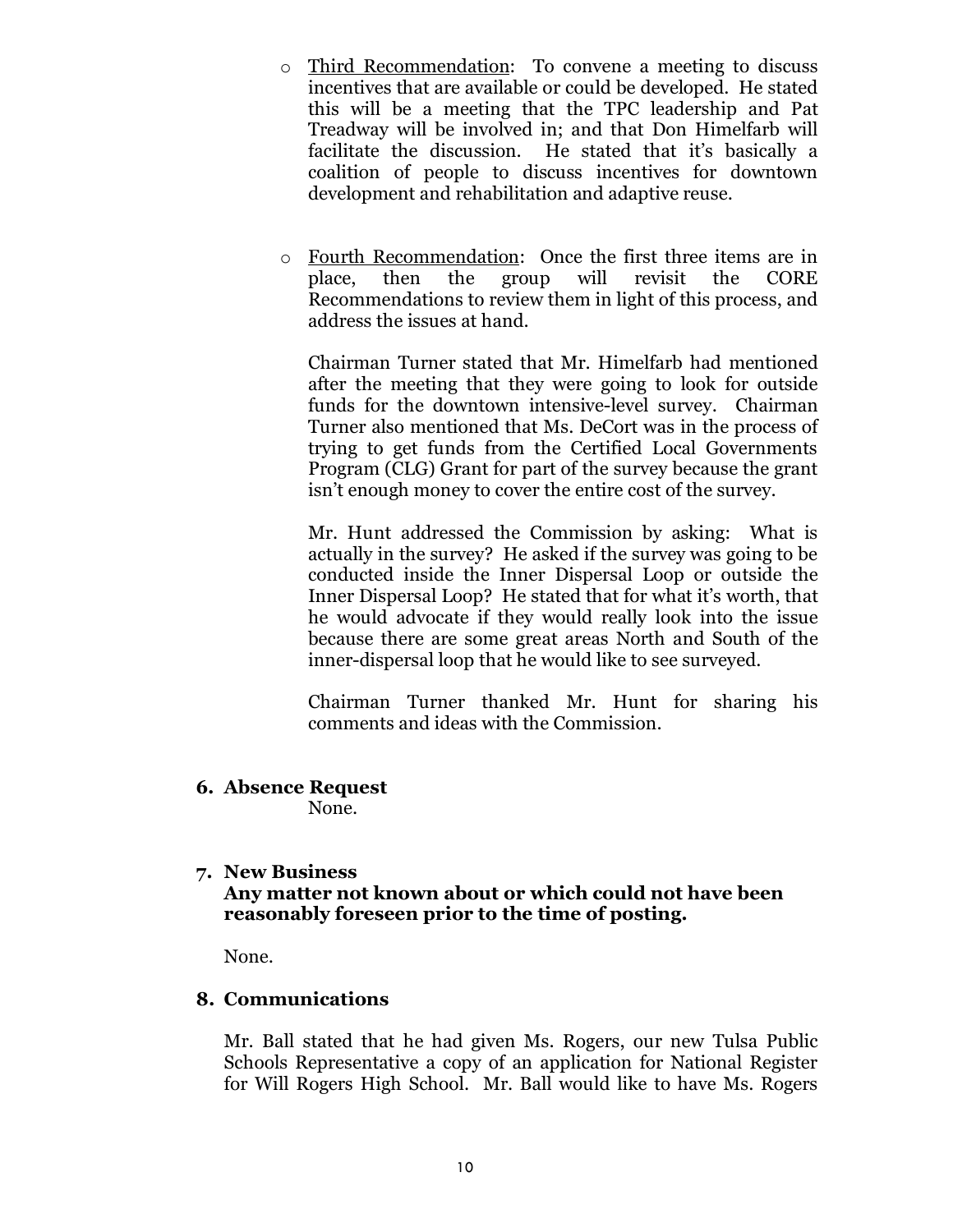- Third Recommendation: To convene a meeting to discuss incentives that are available or could be developed. He stated this will be a meeting that the TPC leadership and Pat Treadway will be involved in; and that Don Himelfarb will facilitate the discussion. He stated that it's basically a coalition of people to discuss incentives for downtown development and rehabilitation and adaptive reuse.

- Fourth Recommendation: Once the first three items are in place, then the group will revisit the CORE Recommendations to review them in light of this process, and address the issues at hand.

  Chairman Turner stated that Mr. Himelfarb had mentioned after the meeting that they were going to look for outside funds for the downtown intensive-level survey. Chairman Turner also mentioned that Ms. DeCort was in the process of trying to get funds from the Certified Local Governments Program (CLG) Grant for part of the survey because the grant isn't enough money to cover the entire cost of the survey.

  Mr. Hunt addressed the Commission by asking: What is actually in the survey? He asked if the survey was going to be conducted inside the Inner Dispersal Loop or outside the Inner Dispersal Loop? He stated that for what it's worth, that he would advocate if they would really look into the issue because there are some great areas North and South of the inner-dispersal loop that he would like to see surveyed.

  Chairman Turner thanked Mr. Hunt for sharing his comments and ideas with the Commission.

**6. Absence Request**

None.

**7. New Business**
**Any matter not known about or which could not have been reasonably foreseen prior to the time of posting.**

None.

**8. Communications**

Mr. Ball stated that he had given Ms. Rogers, our new Tulsa Public Schools Representative a copy of an application for National Register for Will Rogers High School. Mr. Ball would like to have Ms. Rogers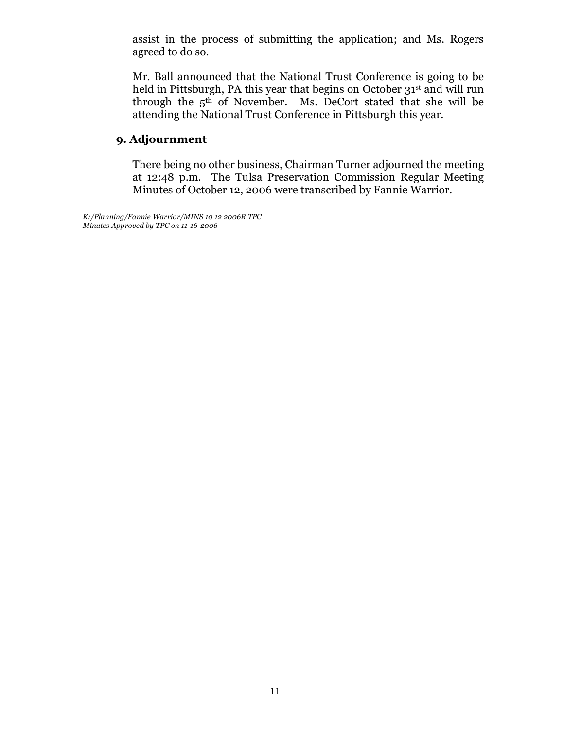assist in the process of submitting the application; and Ms. Rogers agreed to do so.

Mr. Ball announced that the National Trust Conference is going to be held in Pittsburgh, PA this year that begins on October 31st and will run through the 5th of November. Ms. DeCort stated that she will be attending the National Trust Conference in Pittsburgh this year.

### 9. Adjournment

There being no other business, Chairman Turner adjourned the meeting at 12:48 p.m. The Tulsa Preservation Commission Regular Meeting Minutes of October 12, 2006 were transcribed by Fannie Warrior.

*K:/Planning/Fannie Warrior/MINS 10 12 2006R TPC*
*Minutes Approved by TPC on 11-16-2006*